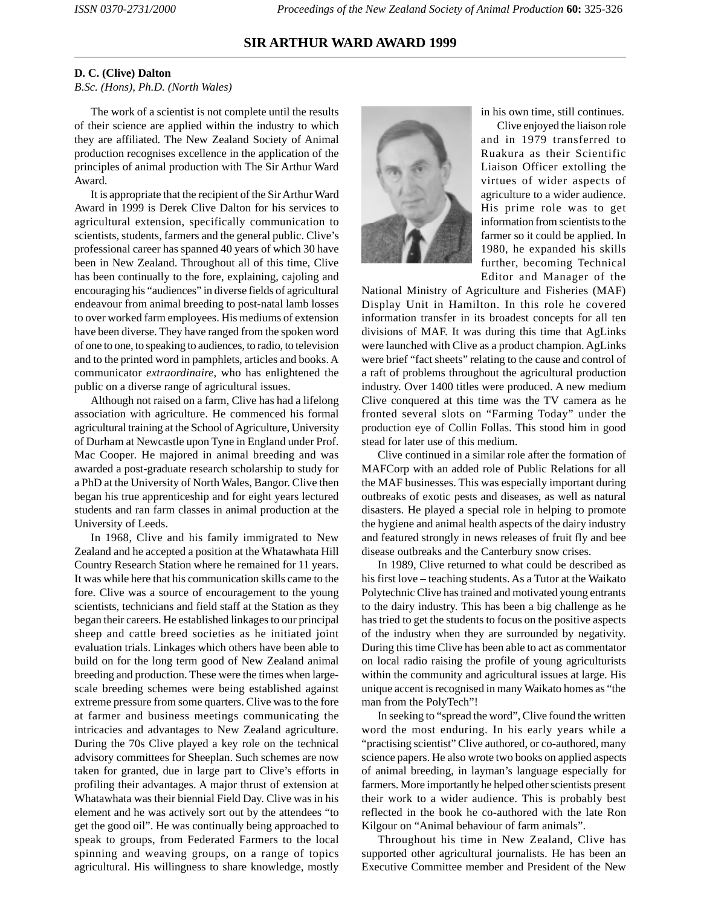# SIR ARTHUR WARD AWARD 1999

**D. C. (Clive) Dalton**

*B.Sc. (Hons), Ph.D. (North Wales)*

The work of a scientist is not complete until the results of their science are applied within the industry to which they are affiliated. The New Zealand Society of Animal production recognises excellence in the application of the principles of animal production with The Sir Arthur Ward Award.

It is appropriate that the recipient of the Sir Arthur Ward Award in 1999 is Derek Clive Dalton for his services to agricultural extension, specifically communication to scientists, students, farmers and the general public. Clive's professional career has spanned 40 years of which 30 have been in New Zealand. Throughout all of this time, Clive has been continually to the fore, explaining, cajoling and encouraging his "audiences" in diverse fields of agricultural endeavour from animal breeding to post-natal lamb losses to over worked farm employees. His mediums of extension have been diverse. They have ranged from the spoken word of one to one, to speaking to audiences, to radio, to television and to the printed word in pamphlets, articles and books. A communicator *extraordinaire*, who has enlightened the public on a diverse range of agricultural issues.

Although not raised on a farm, Clive has had a lifelong association with agriculture. He commenced his formal agricultural training at the School of Agriculture, University of Durham at Newcastle upon Tyne in England under Prof. Mac Cooper. He majored in animal breeding and was awarded a post-graduate research scholarship to study for a PhD at the University of North Wales, Bangor. Clive then began his true apprenticeship and for eight years lectured students and ran farm classes in animal production at the University of Leeds.

In 1968, Clive and his family immigrated to New Zealand and he accepted a position at the Whatawhata Hill Country Research Station where he remained for 11 years. It was while here that his communication skills came to the fore. Clive was a source of encouragement to the young scientists, technicians and field staff at the Station as they began their careers. He established linkages to our principal sheep and cattle breed societies as he initiated joint evaluation trials. Linkages which others have been able to build on for the long term good of New Zealand animal breeding and production. These were the times when large-scale breeding schemes were being established against extreme pressure from some quarters. Clive was to the fore at farmer and business meetings communicating the intricacies and advantages to New Zealand agriculture. During the 70s Clive played a key role on the technical advisory committees for Sheeplan. Such schemes are now taken for granted, due in large part to Clive's efforts in profiling their advantages. A major thrust of extension at Whatawhata was their biennial Field Day. Clive was in his element and he was actively sort out by the attendees "to get the good oil". He was continually being approached to speak to groups, from Federated Farmers to the local spinning and weaving groups, on a range of topics agricultural. His willingness to share knowledge, mostly in his own time, still continues.

Clive enjoyed the liaison role and in 1979 transferred to Ruakura as their Scientific Liaison Officer extolling the virtues of wider aspects of agriculture to a wider audience. His prime role was to get information from scientists to the farmer so it could be applied. In 1980, he expanded his skills further, becoming Technical Editor and Manager of the National Ministry of Agriculture and Fisheries (MAF) Display Unit in Hamilton. In this role he covered information transfer in its broadest concepts for all ten divisions of MAF. It was during this time that AgLinks were launched with Clive as a product champion. AgLinks were brief "fact sheets" relating to the cause and control of a raft of problems throughout the agricultural production industry. Over 1400 titles were produced. A new medium Clive conquered at this time was the TV camera as he fronted several slots on "Farming Today" under the production eye of Collin Follas. This stood him in good stead for later use of this medium.

Clive continued in a similar role after the formation of MAFCorp with an added role of Public Relations for all the MAF businesses. This was especially important during outbreaks of exotic pests and diseases, as well as natural disasters. He played a special role in helping to promote the hygiene and animal health aspects of the dairy industry and featured strongly in news releases of fruit fly and bee disease outbreaks and the Canterbury snow crises.

In 1989, Clive returned to what could be described as his first love – teaching students. As a Tutor at the Waikato Polytechnic Clive has trained and motivated young entrants to the dairy industry. This has been a big challenge as he has tried to get the students to focus on the positive aspects of the industry when they are surrounded by negativity. During this time Clive has been able to act as commentator on local radio raising the profile of young agriculturists within the community and agricultural issues at large. His unique accent is recognised in many Waikato homes as "the man from the PolyTech"!

In seeking to "spread the word", Clive found the written word the most enduring. In his early years while a "practising scientist" Clive authored, or co-authored, many science papers. He also wrote two books on applied aspects of animal breeding, in layman's language especially for farmers. More importantly he helped other scientists present their work to a wider audience. This is probably best reflected in the book he co-authored with the late Ron Kilgour on "Animal behaviour of farm animals".

Throughout his time in New Zealand, Clive has supported other agricultural journalists. He has been an Executive Committee member and President of the New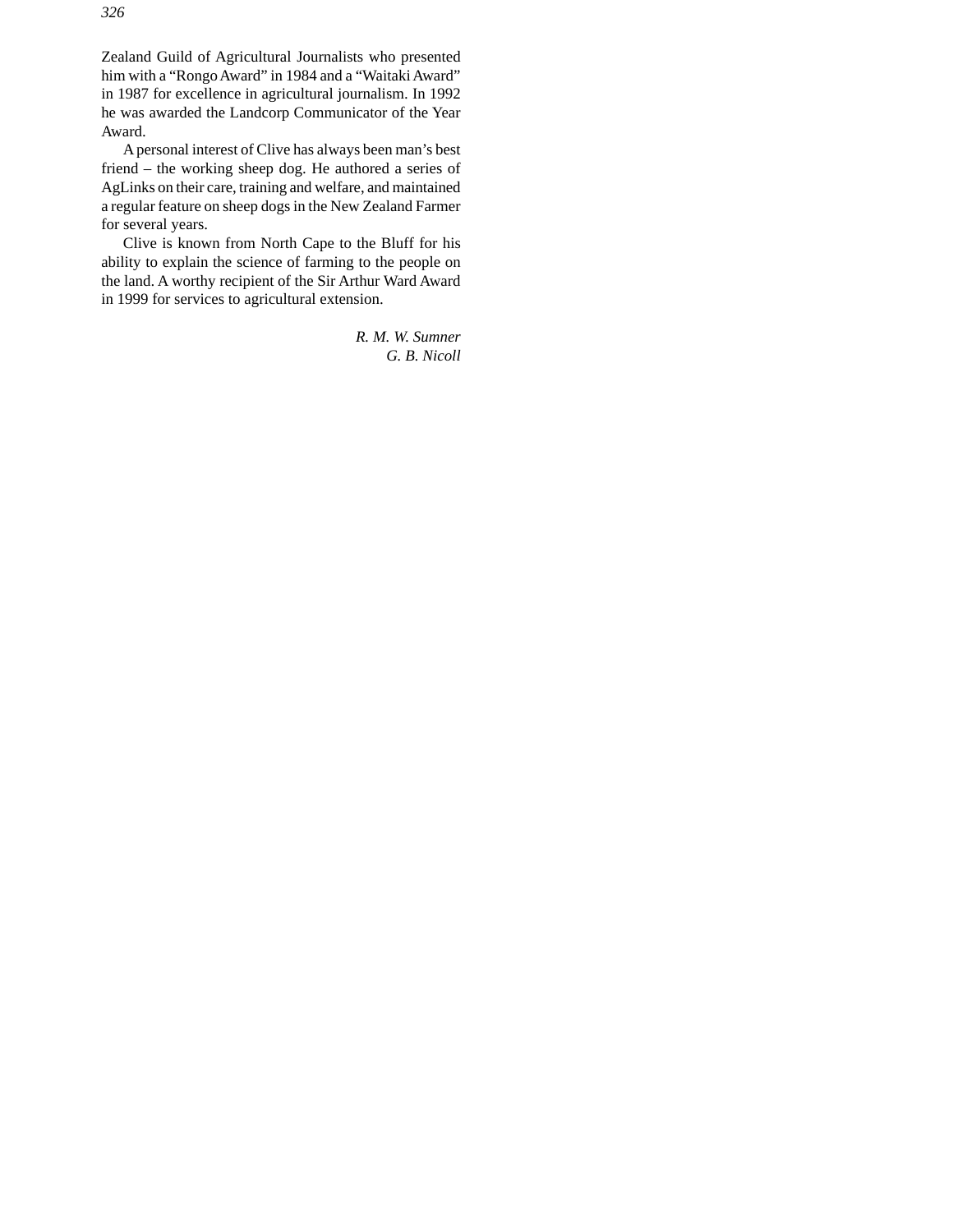Zealand Guild of Agricultural Journalists who presented him with a "Rongo Award" in 1984 and a "Waitaki Award" in 1987 for excellence in agricultural journalism. In 1992 he was awarded the Landcorp Communicator of the Year Award.

A personal interest of Clive has always been man's best friend – the working sheep dog. He authored a series of AgLinks on their care, training and welfare, and maintained a regular feature on sheep dogs in the New Zealand Farmer for several years.

Clive is known from North Cape to the Bluff for his ability to explain the science of farming to the people on the land. A worthy recipient of the Sir Arthur Ward Award in 1999 for services to agricultural extension.

*R. M. W. Sumner*
*G. B. Nicoll*